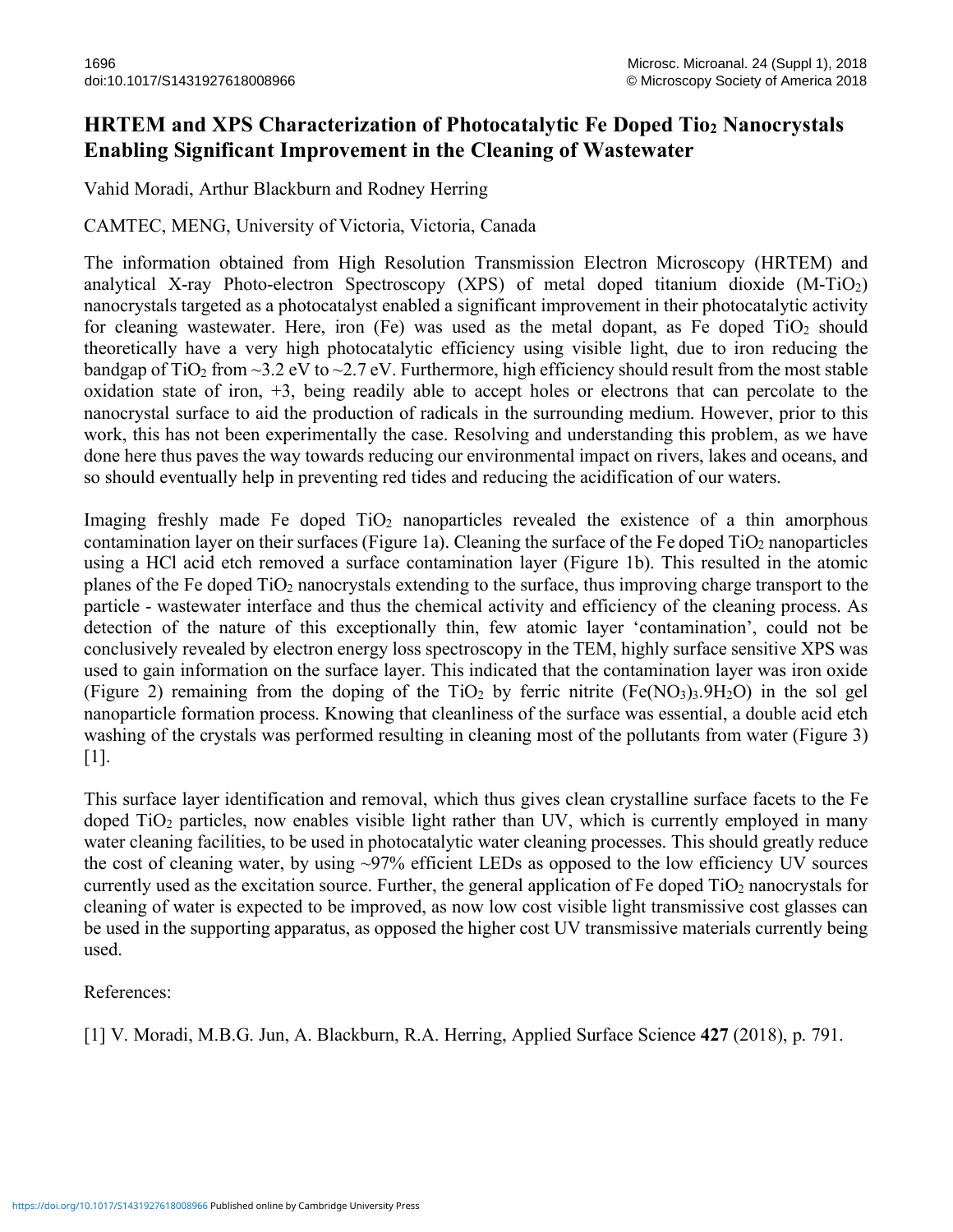# HRTEM and XPS Characterization of Photocatalytic Fe Doped Tio$_2$ Nanocrystals Enabling Significant Improvement in the Cleaning of Wastewater

Vahid Moradi, Arthur Blackburn and Rodney Herring

CAMTEC, MENG, University of Victoria, Victoria, Canada

The information obtained from High Resolution Transmission Electron Microscopy (HRTEM) and analytical X-ray Photo-electron Spectroscopy (XPS) of metal doped titanium dioxide (M-$TiO_2$) nanocrystals targeted as a photocatalyst enabled a significant improvement in their photocatalytic activity for cleaning wastewater. Here, iron (Fe) was used as the metal dopant, as Fe doped $TiO_2$ should theoretically have a very high photocatalytic efficiency using visible light, due to iron reducing the bandgap of $TiO_2$ from ~3.2 eV to ~2.7 eV. Furthermore, high efficiency should result from the most stable oxidation state of iron, +3, being readily able to accept holes or electrons that can percolate to the nanocrystal surface to aid the production of radicals in the surrounding medium. However, prior to this work, this has not been experimentally the case. Resolving and understanding this problem, as we have done here thus paves the way towards reducing our environmental impact on rivers, lakes and oceans, and so should eventually help in preventing red tides and reducing the acidification of our waters.

Imaging freshly made Fe doped $TiO_2$ nanoparticles revealed the existence of a thin amorphous contamination layer on their surfaces (Figure 1a). Cleaning the surface of the Fe doped $TiO_2$ nanoparticles using a HCl acid etch removed a surface contamination layer (Figure 1b). This resulted in the atomic planes of the Fe doped $TiO_2$ nanocrystals extending to the surface, thus improving charge transport to the particle - wastewater interface and thus the chemical activity and efficiency of the cleaning process. As detection of the nature of this exceptionally thin, few atomic layer 'contamination', could not be conclusively revealed by electron energy loss spectroscopy in the TEM, highly surface sensitive XPS was used to gain information on the surface layer. This indicated that the contamination layer was iron oxide (Figure 2) remaining from the doping of the $TiO_2$ by ferric nitrite ($Fe(NO_3)_3.9H_2O$) in the sol gel nanoparticle formation process. Knowing that cleanliness of the surface was essential, a double acid etch washing of the crystals was performed resulting in cleaning most of the pollutants from water (Figure 3) [1].

This surface layer identification and removal, which thus gives clean crystalline surface facets to the Fe doped $TiO_2$ particles, now enables visible light rather than UV, which is currently employed in many water cleaning facilities, to be used in photocatalytic water cleaning processes. This should greatly reduce the cost of cleaning water, by using ~97% efficient LEDs as opposed to the low efficiency UV sources currently used as the excitation source. Further, the general application of Fe doped $TiO_2$ nanocrystals for cleaning of water is expected to be improved, as now low cost visible light transmissive cost glasses can be used in the supporting apparatus, as opposed the higher cost UV transmissive materials currently being used.

References:

[1] V. Moradi, M.B.G. Jun, A. Blackburn, R.A. Herring, Applied Surface Science **427** (2018), p. 791.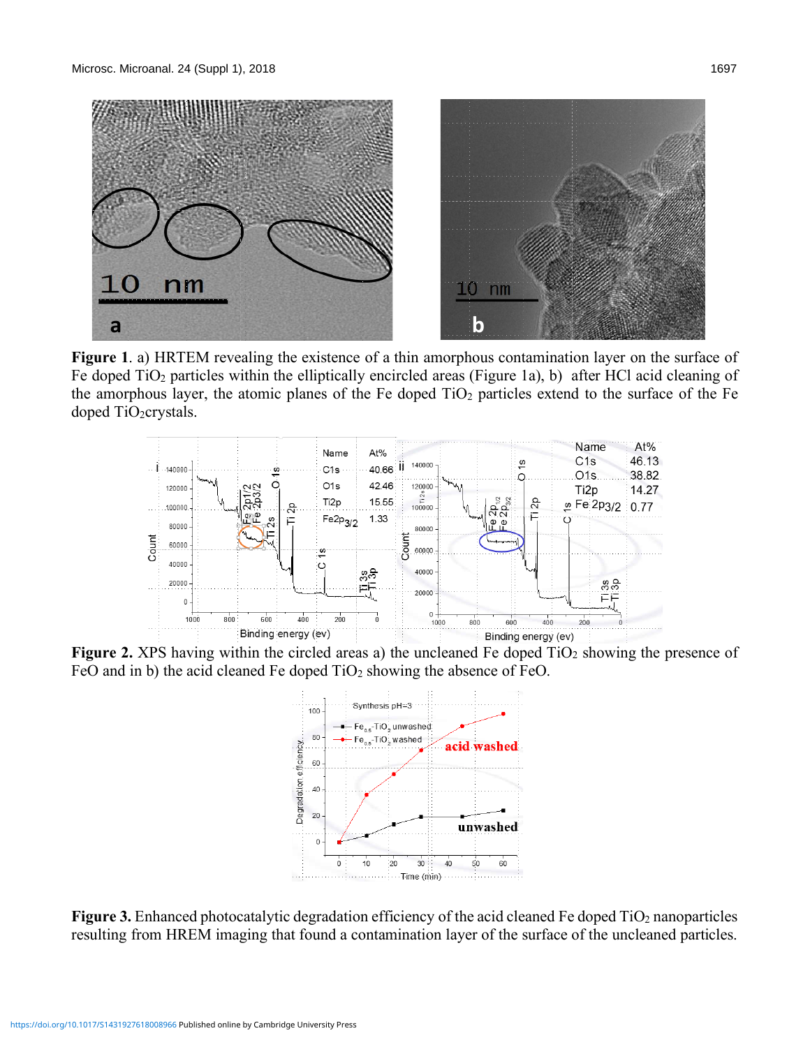a

10 nm

b

10 nm

**Figure 1**. a) HRTEM revealing the existence of a thin amorphous contamination layer on the surface of Fe doped $TiO_2$ particles within the elliptically encircled areas (Figure 1a), b) after HCl acid cleaning of the amorphous layer, the atomic planes of the Fe doped $TiO_2$ particles extend to the surface of the Fe doped $TiO_2$crystals.

i

Name At%
C1s 40.66
O1s 42.46
Ti2p 15.55
Fe2p3/2 1.33

Fe 2p1/2
Fe 2p3/2
Ti 2s
O 1s
Ti 2p
C 1s
Ti 3s
Ti 3p

Count

Binding energy (ev)

ii

Name At%
C1s 46.13
O1s 38.82
Ti2p 14.27
Fe 2p3/2 0.77

Fe 2p1/2
Fe 2p3/2
O 1s
Ti 2p
C 1s
Ti 3s
Ti 3p

Count

Binding energy (ev)

**Figure 2.** XPS having within the circled areas a) the uncleaned Fe doped $TiO_2$ showing the presence of FeO and in b) the acid cleaned Fe doped $TiO_2$ showing the absence of FeO.

Synthesis pH=3

$Fe_{0.5}$-$TiO_2$ unwashed

$Fe_{0.5}$-$TiO_2$ washed

acid washed

unwashed

Degradation efficiency

Time (min)

**Figure 3.** Enhanced photocatalytic degradation efficiency of the acid cleaned Fe doped $TiO_2$ nanoparticles resulting from HREM imaging that found a contamination layer of the surface of the uncleaned particles.